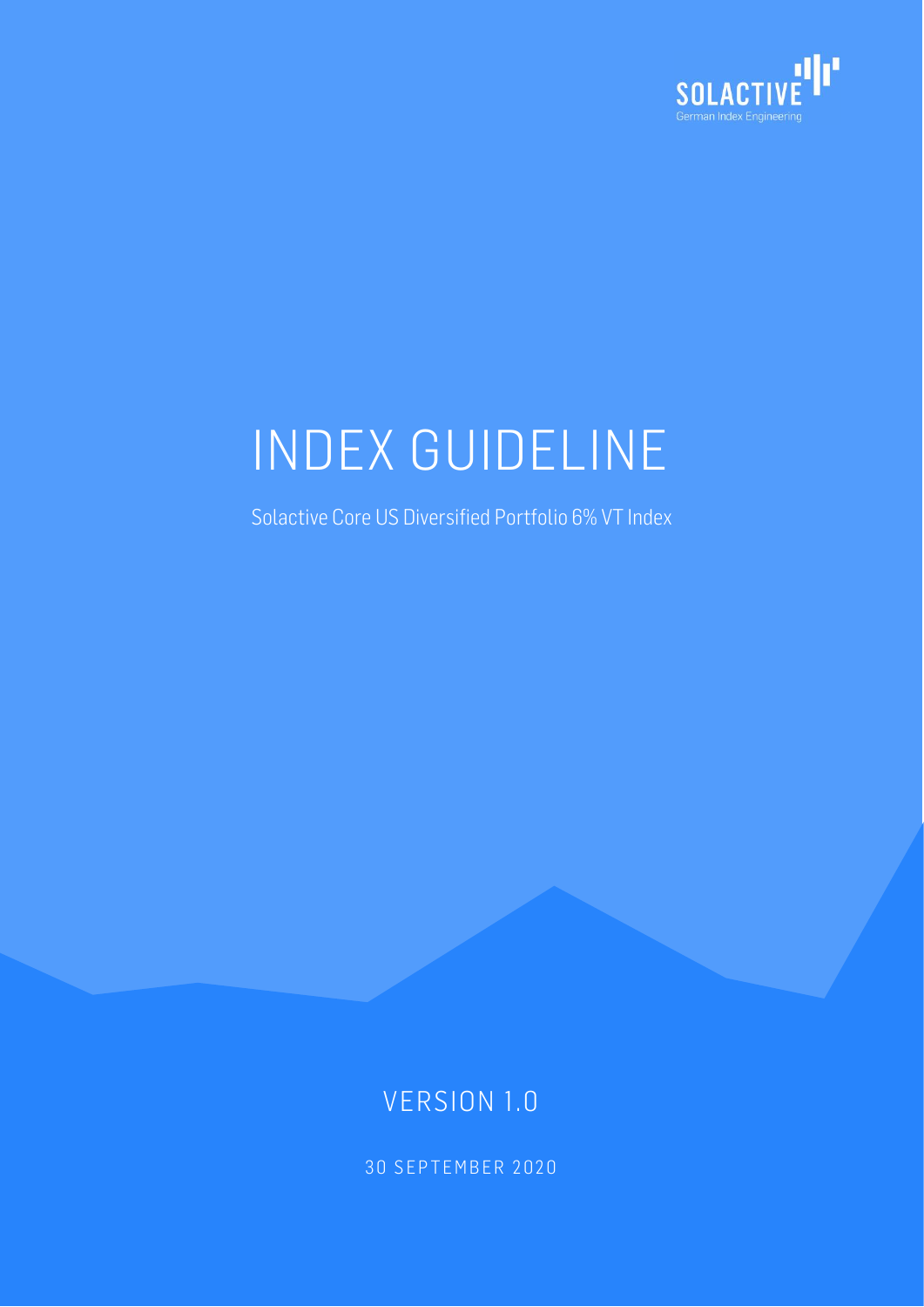SOLACTIVE

German Index Engineering

# INDEX GUIDELINE

Solactive Core US Diversified Portfolio 6% VT Index

VERSION 1.0

30 SEPTEMBER 2020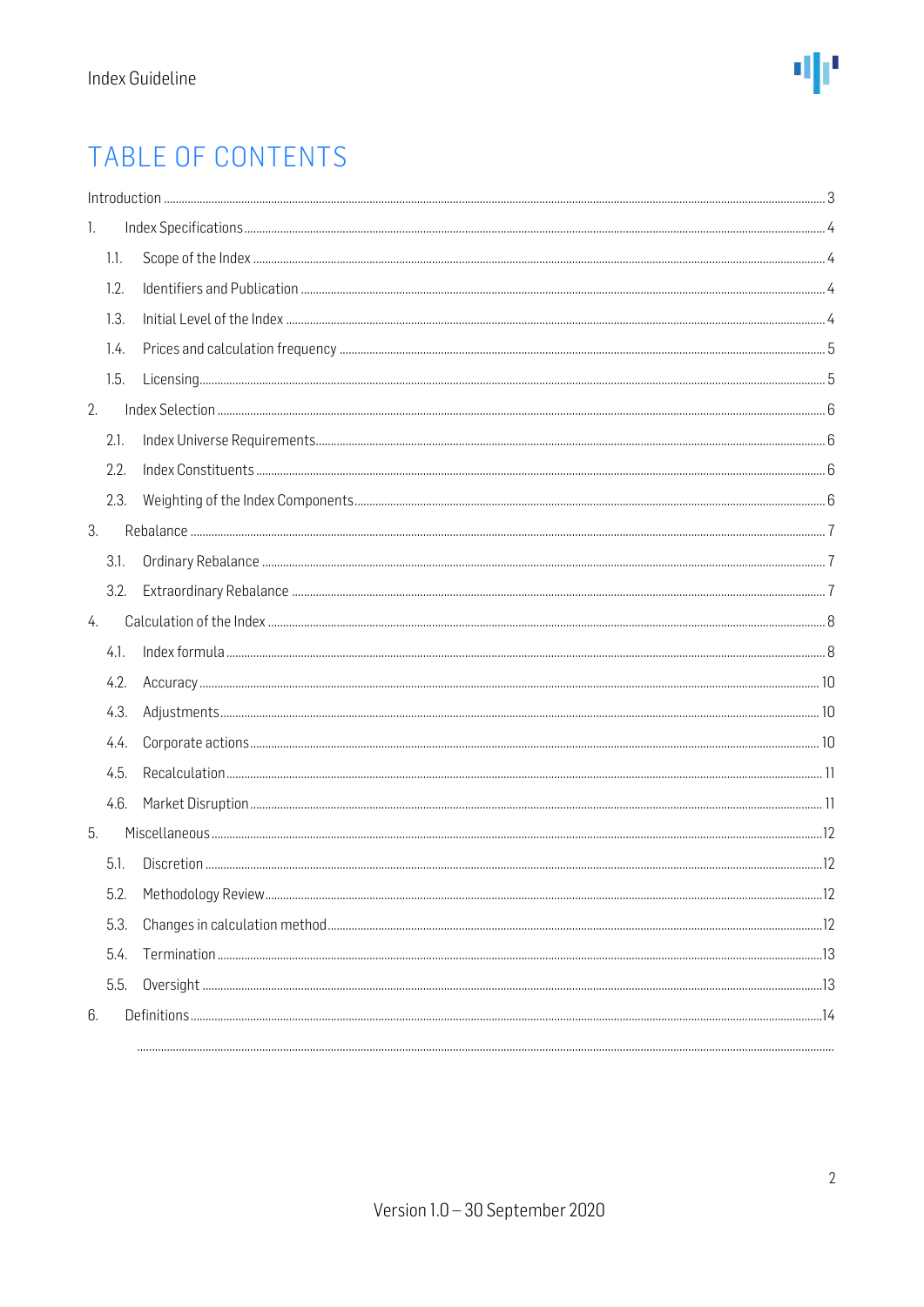# TABLE OF CONTENTS

Introduction ..... 3

1. Index Specifications ..... 4
   - 1.1. Scope of the Index ..... 4
   - 1.2. Identifiers and Publication ..... 4
   - 1.3. Initial Level of the Index ..... 4
   - 1.4. Prices and calculation frequency ..... 5
   - 1.5. Licensing ..... 5
2. Index Selection ..... 6
   - 2.1. Index Universe Requirements ..... 6
   - 2.2. Index Constituents ..... 6
   - 2.3. Weighting of the Index Components ..... 6
3. Rebalance ..... 7
   - 3.1. Ordinary Rebalance ..... 7
   - 3.2. Extraordinary Rebalance ..... 7
4. Calculation of the Index ..... 8
   - 4.1. Index formula ..... 8
   - 4.2. Accuracy ..... 10
   - 4.3. Adjustments ..... 10
   - 4.4. Corporate actions ..... 10
   - 4.5. Recalculation ..... 11
   - 4.6. Market Disruption ..... 11
5. Miscellaneous ..... 12
   - 5.1. Discretion ..... 12
   - 5.2. Methodology Review ..... 12
   - 5.3. Changes in calculation method ..... 12
   - 5.4. Termination ..... 13
   - 5.5. Oversight ..... 13
6. Definitions ..... 14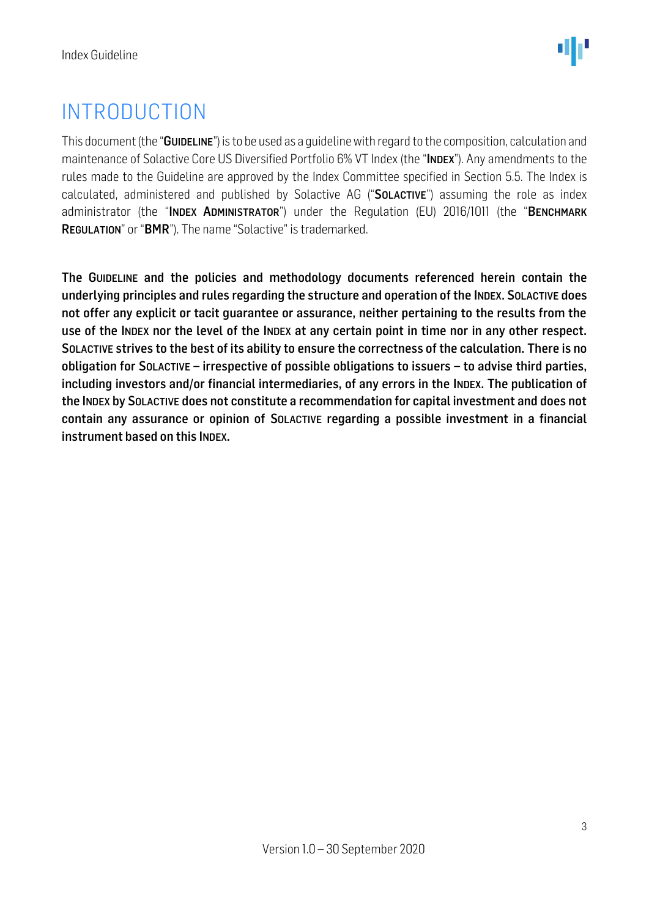# INTRODUCTION

This document (the "**GUIDELINE**") is to be used as a guideline with regard to the composition, calculation and maintenance of Solactive Core US Diversified Portfolio 6% VT Index (the "**INDEX**"). Any amendments to the rules made to the Guideline are approved by the Index Committee specified in Section 5.5. The Index is calculated, administered and published by Solactive AG ("**SOLACTIVE**") assuming the role as index administrator (the "**INDEX ADMINISTRATOR**") under the Regulation (EU) 2016/1011 (the "**BENCHMARK REGULATION**" or "**BMR**"). The name "Solactive" is trademarked.

**The GUIDELINE and the policies and methodology documents referenced herein contain the underlying principles and rules regarding the structure and operation of the INDEX. SOLACTIVE does not offer any explicit or tacit guarantee or assurance, neither pertaining to the results from the use of the INDEX nor the level of the INDEX at any certain point in time nor in any other respect. SOLACTIVE strives to the best of its ability to ensure the correctness of the calculation. There is no obligation for SOLACTIVE – irrespective of possible obligations to issuers – to advise third parties, including investors and/or financial intermediaries, of any errors in the INDEX. The publication of the INDEX by SOLACTIVE does not constitute a recommendation for capital investment and does not contain any assurance or opinion of SOLACTIVE regarding a possible investment in a financial instrument based on this INDEX.**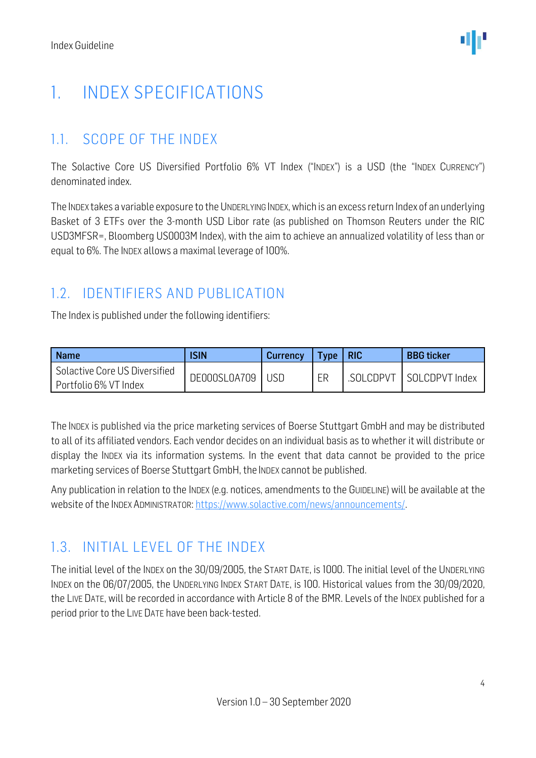# 1. INDEX SPECIFICATIONS

## 1.1. SCOPE OF THE INDEX

The Solactive Core US Diversified Portfolio 6% VT Index ("INDEX") is a USD (the "INDEX CURRENCY") denominated index.

The INDEX takes a variable exposure to the UNDERLYING INDEX, which is an excess return Index of an underlying Basket of 3 ETFs over the 3-month USD Libor rate (as published on Thomson Reuters under the RIC USD3MFSR=, Bloomberg US0003M Index), with the aim to achieve an annualized volatility of less than or equal to 6%. The INDEX allows a maximal leverage of 100%.

## 1.2. IDENTIFIERS AND PUBLICATION

The Index is published under the following identifiers:

| Name | ISIN | Currency | Type | RIC | BBG ticker |
|---|---|---|---|---|---|
| Solactive Core US Diversified Portfolio 6% VT Index | DE000SL0A709 | USD | ER | .SOLCDPVT | SOLCDPVT Index |

The INDEX is published via the price marketing services of Boerse Stuttgart GmbH and may be distributed to all of its affiliated vendors. Each vendor decides on an individual basis as to whether it will distribute or display the INDEX via its information systems. In the event that data cannot be provided to the price marketing services of Boerse Stuttgart GmbH, the INDEX cannot be published.

Any publication in relation to the INDEX (e.g. notices, amendments to the GUIDELINE) will be available at the website of the INDEX ADMINISTRATOR: https://www.solactive.com/news/announcements/.

## 1.3. INITIAL LEVEL OF THE INDEX

The initial level of the INDEX on the 30/09/2005, the START DATE, is 1000. The initial level of the UNDERLYING INDEX on the 06/07/2005, the UNDERLYING INDEX START DATE, is 100. Historical values from the 30/09/2020, the LIVE DATE, will be recorded in accordance with Article 8 of the BMR. Levels of the INDEX published for a period prior to the LIVE DATE have been back-tested.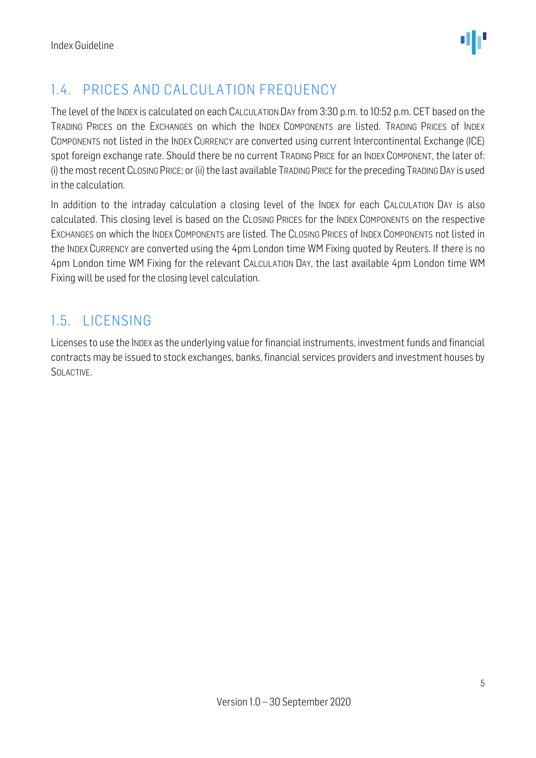## 1.4. PRICES AND CALCULATION FREQUENCY

The level of the INDEX is calculated on each CALCULATION DAY from 3:30 p.m. to 10:52 p.m. CET based on the TRADING PRICES on the EXCHANGES on which the INDEX COMPONENTS are listed. TRADING PRICES of INDEX COMPONENTS not listed in the INDEX CURRENCY are converted using current Intercontinental Exchange (ICE) spot foreign exchange rate. Should there be no current TRADING PRICE for an INDEX COMPONENT, the later of: (i) the most recent CLOSING PRICE; or (ii) the last available TRADING PRICE for the preceding TRADING DAY is used in the calculation.

In addition to the intraday calculation a closing level of the INDEX for each CALCULATION DAY is also calculated. This closing level is based on the CLOSING PRICES for the INDEX COMPONENTS on the respective EXCHANGES on which the INDEX COMPONENTS are listed. The CLOSING PRICES of INDEX COMPONENTS not listed in the INDEX CURRENCY are converted using the 4pm London time WM Fixing quoted by Reuters. If there is no 4pm London time WM Fixing for the relevant CALCULATION DAY, the last available 4pm London time WM Fixing will be used for the closing level calculation.

## 1.5. LICENSING

Licenses to use the INDEX as the underlying value for financial instruments, investment funds and financial contracts may be issued to stock exchanges, banks, financial services providers and investment houses by SOLACTIVE.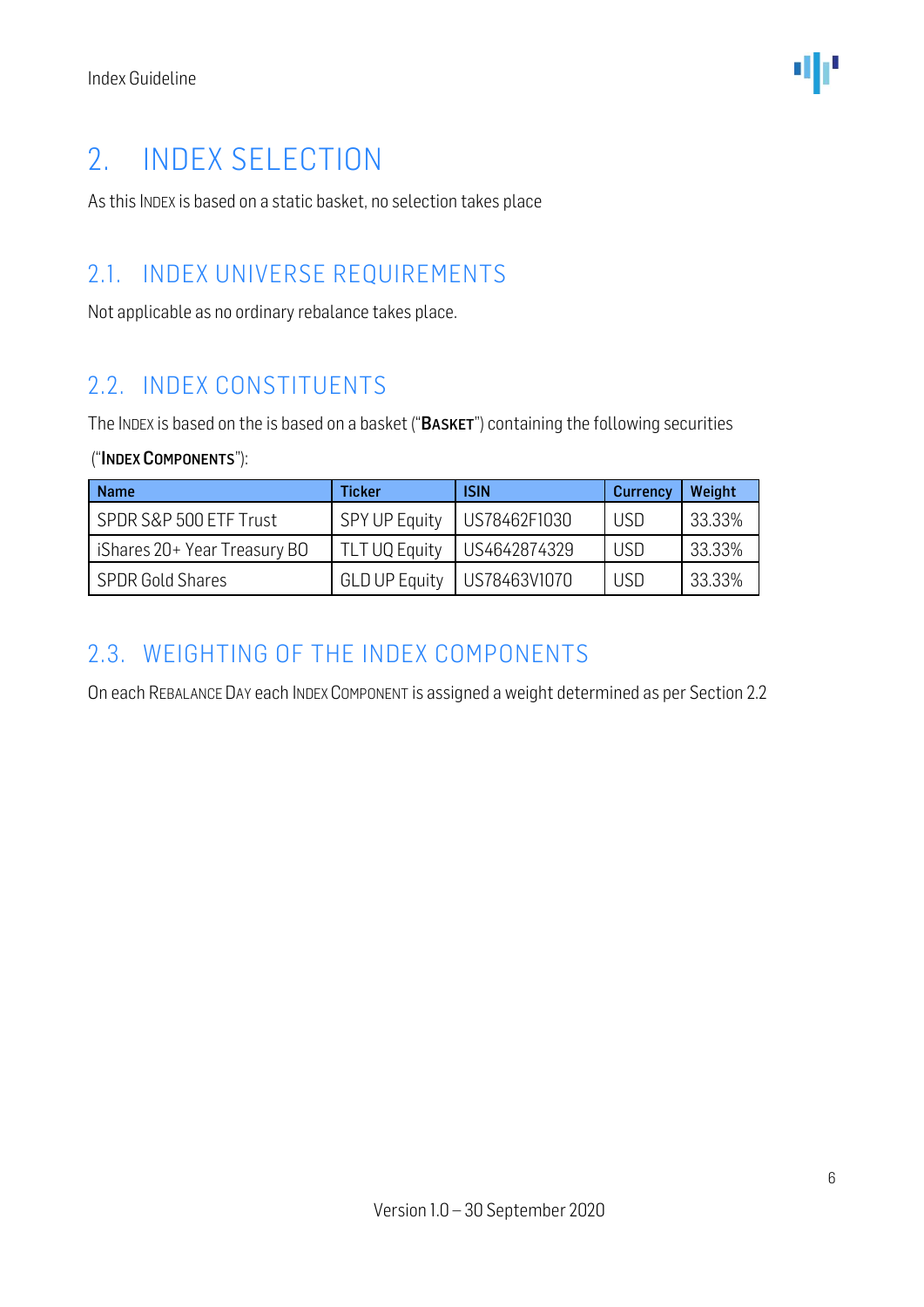# 2. INDEX SELECTION

As this INDEX is based on a static basket, no selection takes place

## 2.1. INDEX UNIVERSE REQUIREMENTS

Not applicable as no ordinary rebalance takes place.

## 2.2. INDEX CONSTITUENTS

The INDEX is based on the is based on a basket ("**BASKET**") containing the following securities ("**INDEX COMPONENTS**"):

| Name | Ticker | ISIN | Currency | Weight |
|---|---|---|---|---|
| SPDR S&P 500 ETF Trust | SPY UP Equity | US78462F1030 | USD | 33.33% |
| iShares 20+ Year Treasury BO | TLT UQ Equity | US4642874329 | USD | 33.33% |
| SPDR Gold Shares | GLD UP Equity | US78463V1070 | USD | 33.33% |

## 2.3. WEIGHTING OF THE INDEX COMPONENTS

On each REBALANCE DAY each INDEX COMPONENT is assigned a weight determined as per Section 2.2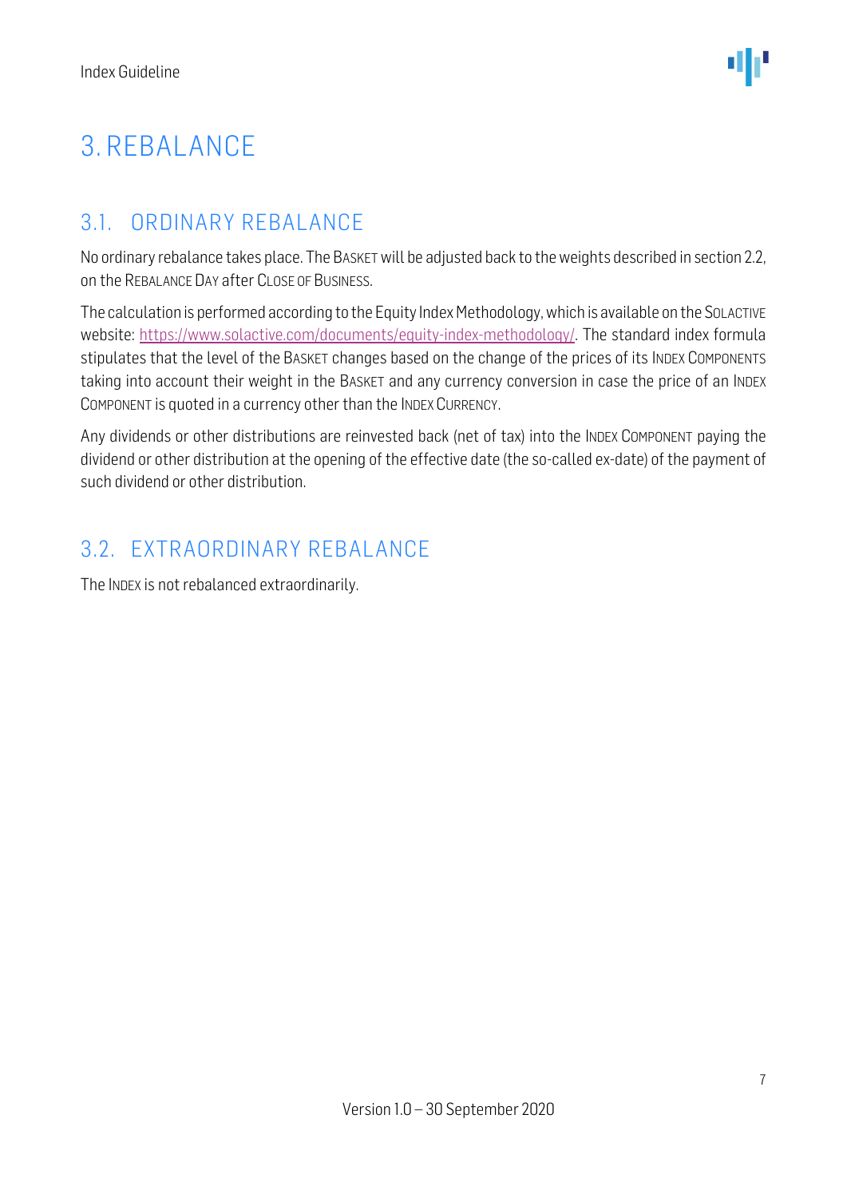# 3. REBALANCE

## 3.1. ORDINARY REBALANCE

No ordinary rebalance takes place. The BASKET will be adjusted back to the weights described in section 2.2, on the REBALANCE DAY after CLOSE OF BUSINESS.

The calculation is performed according to the Equity Index Methodology, which is available on the SOLACTIVE website: [https://www.solactive.com/documents/equity-index-methodology/](https://www.solactive.com/documents/equity-index-methodology/). The standard index formula stipulates that the level of the BASKET changes based on the change of the prices of its INDEX COMPONENTS taking into account their weight in the BASKET and any currency conversion in case the price of an INDEX COMPONENT is quoted in a currency other than the INDEX CURRENCY.

Any dividends or other distributions are reinvested back (net of tax) into the INDEX COMPONENT paying the dividend or other distribution at the opening of the effective date (the so-called ex-date) of the payment of such dividend or other distribution.

## 3.2. EXTRAORDINARY REBALANCE

The INDEX is not rebalanced extraordinarily.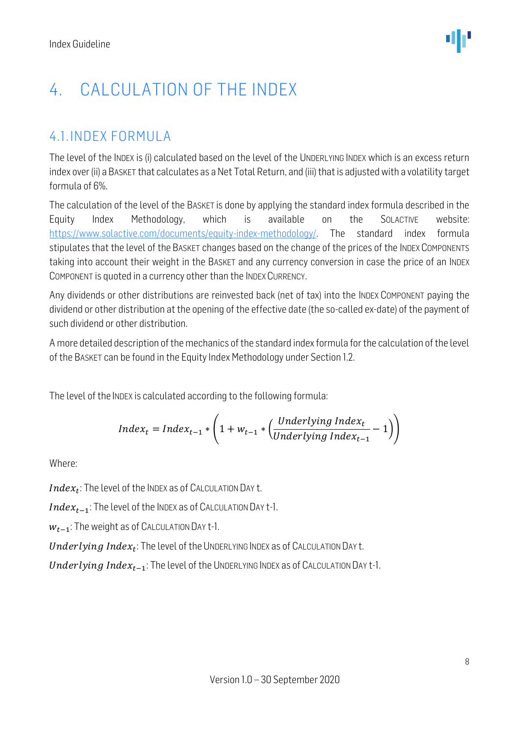# 4. CALCULATION OF THE INDEX

## 4.1. INDEX FORMULA

The level of the INDEX is (i) calculated based on the level of the UNDERLYING INDEX which is an excess return index over (ii) a BASKET that calculates as a Net Total Return, and (iii) that is adjusted with a volatility target formula of 6%.

The calculation of the level of the BASKET is done by applying the standard index formula described in the Equity Index Methodology, which is available on the SOLACTIVE website: https://www.solactive.com/documents/equity-index-methodology/. The standard index formula stipulates that the level of the BASKET changes based on the change of the prices of the INDEX COMPONENTS taking into account their weight in the BASKET and any currency conversion in case the price of an INDEX COMPONENT is quoted in a currency other than the INDEX CURRENCY.

Any dividends or other distributions are reinvested back (net of tax) into the INDEX COMPONENT paying the dividend or other distribution at the opening of the effective date (the so-called ex-date) of the payment of such dividend or other distribution.

A more detailed description of the mechanics of the standard index formula for the calculation of the level of the BASKET can be found in the Equity Index Methodology under Section 1.2.

The level of the INDEX is calculated according to the following formula:

$$Index_t = Index_{t-1} * \left(1 + w_{t-1} * \left(\frac{Underlying\ Index_t}{Underlying\ Index_{t-1}} - 1\right)\right)$$

Where:

$Index_t$: The level of the INDEX as of CALCULATION DAY t.

$Index_{t-1}$: The level of the INDEX as of CALCULATION DAY t-1.

$w_{t-1}$: The weight as of CALCULATION DAY t-1.

$Underlying\ Index_t$: The level of the UNDERLYING INDEX as of CALCULATION DAY t.

$Underlying\ Index_{t-1}$: The level of the UNDERLYING INDEX as of CALCULATION DAY t-1.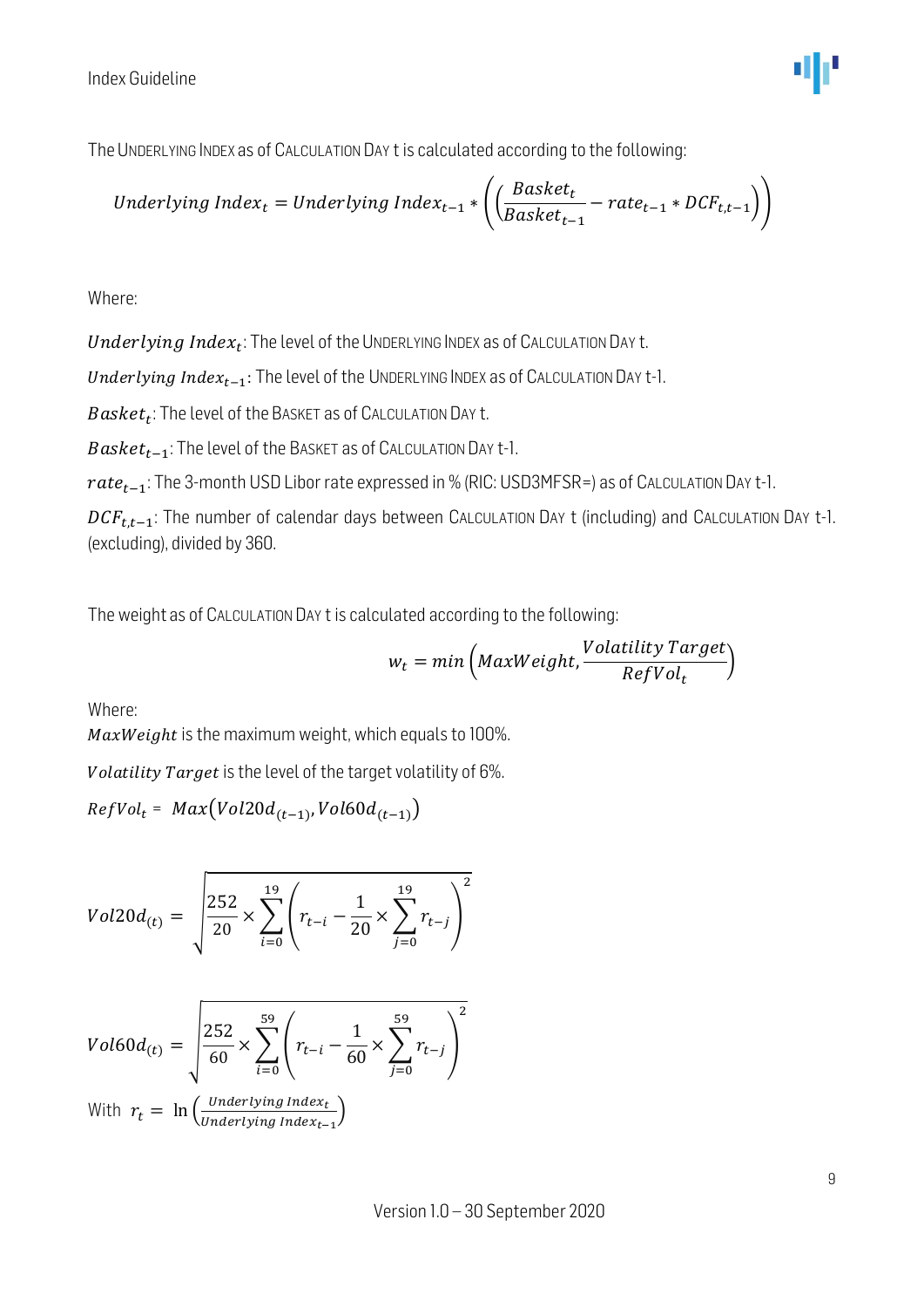The UNDERLYING INDEX as of CALCULATION DAY t is calculated according to the following:

$$Underlying\ Index_t = Underlying\ Index_{t-1} * \left( \left( \frac{Basket_t}{Basket_{t-1}} - rate_{t-1} * DCF_{t,t-1} \right) \right)$$

Where:

$Underlying\ Index_t$: The level of the UNDERLYING INDEX as of CALCULATION DAY t.

$Underlying\ Index_{t-1}$: The level of the UNDERLYING INDEX as of CALCULATION DAY t-1.

$Basket_t$: The level of the BASKET as of CALCULATION DAY t.

$Basket_{t-1}$: The level of the BASKET as of CALCULATION DAY t-1.

$rate_{t-1}$: The 3-month USD Libor rate expressed in % (RIC: USD3MFSR=) as of CALCULATION DAY t-1.

$DCF_{t,t-1}$: The number of calendar days between CALCULATION DAY t (including) and CALCULATION DAY t-1. (excluding), divided by 360.

The weight as of CALCULATION DAY t is calculated according to the following:

$$w_t = min\left(MaxWeight, \frac{Volatility\ Target}{RefVol_t}\right)$$

Where:

$MaxWeight$ is the maximum weight, which equals to 100%.

$Volatility\ Target$ is the level of the target volatility of 6%.

$RefVol_t = Max\left(Vol20d_{(t-1)}, Vol60d_{(t-1)}\right)$

$$Vol20d_{(t)} = \sqrt{\frac{252}{20} \times \sum_{i=0}^{19} \left( r_{t-i} - \frac{1}{20} \times \sum_{j=0}^{19} r_{t-j} \right)^2}$$

$$Vol60d_{(t)} = \sqrt{\frac{252}{60} \times \sum_{i=0}^{59} \left( r_{t-i} - \frac{1}{60} \times \sum_{j=0}^{59} r_{t-j} \right)^2}$$

With $r_t = \ln\left(\frac{Underlying\ Index_t}{Underlying\ Index_{t-1}}\right)$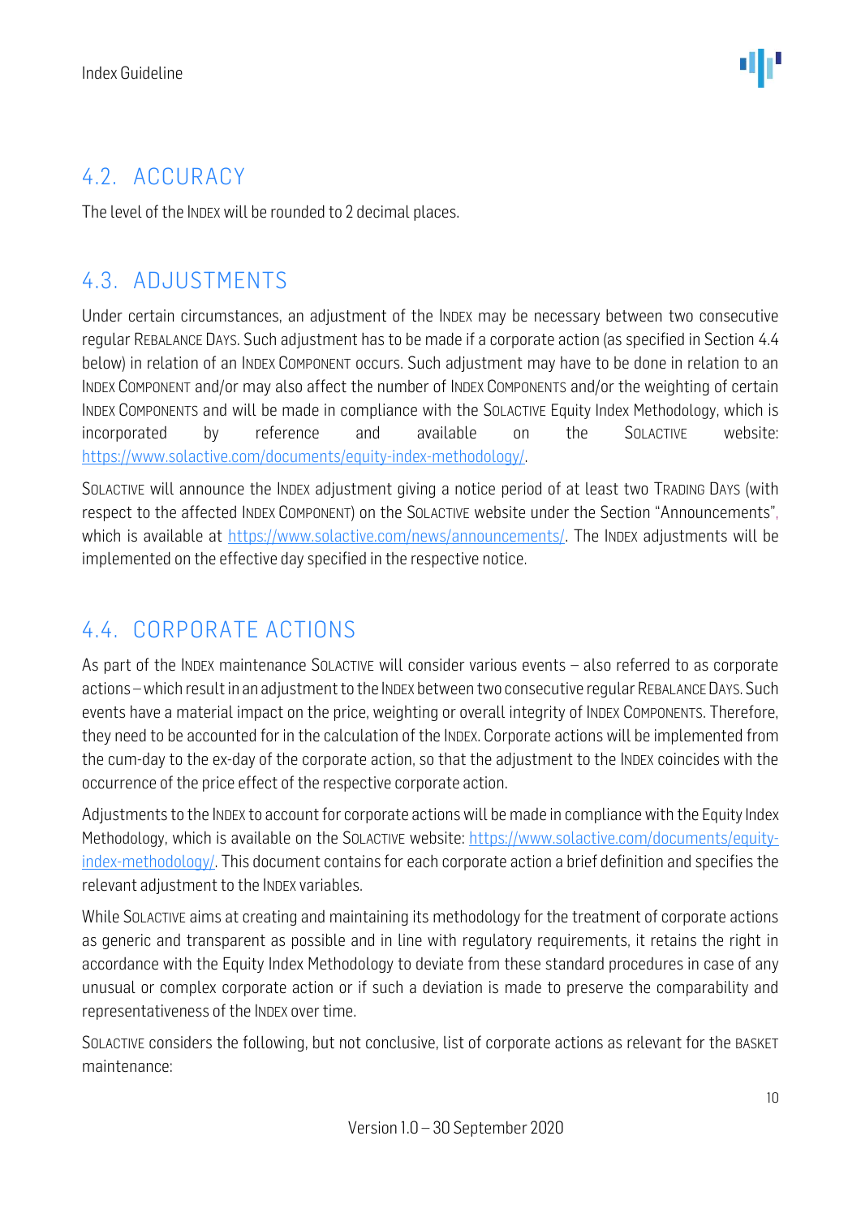## 4.2. ACCURACY

The level of the INDEX will be rounded to 2 decimal places.

## 4.3. ADJUSTMENTS

Under certain circumstances, an adjustment of the INDEX may be necessary between two consecutive regular REBALANCE DAYS. Such adjustment has to be made if a corporate action (as specified in Section 4.4 below) in relation of an INDEX COMPONENT occurs. Such adjustment may have to be done in relation to an INDEX COMPONENT and/or may also affect the number of INDEX COMPONENTS and/or the weighting of certain INDEX COMPONENTS and will be made in compliance with the SOLACTIVE Equity Index Methodology, which is incorporated by reference and available on the SOLACTIVE website: https://www.solactive.com/documents/equity-index-methodology/.

SOLACTIVE will announce the INDEX adjustment giving a notice period of at least two TRADING DAYS (with respect to the affected INDEX COMPONENT) on the SOLACTIVE website under the Section "Announcements", which is available at https://www.solactive.com/news/announcements/. The INDEX adjustments will be implemented on the effective day specified in the respective notice.

## 4.4. CORPORATE ACTIONS

As part of the INDEX maintenance SOLACTIVE will consider various events – also referred to as corporate actions – which result in an adjustment to the INDEX between two consecutive regular REBALANCE DAYS. Such events have a material impact on the price, weighting or overall integrity of INDEX COMPONENTS. Therefore, they need to be accounted for in the calculation of the INDEX. Corporate actions will be implemented from the cum-day to the ex-day of the corporate action, so that the adjustment to the INDEX coincides with the occurrence of the price effect of the respective corporate action.

Adjustments to the INDEX to account for corporate actions will be made in compliance with the Equity Index Methodology, which is available on the SOLACTIVE website: https://www.solactive.com/documents/equity-index-methodology/. This document contains for each corporate action a brief definition and specifies the relevant adjustment to the INDEX variables.

While SOLACTIVE aims at creating and maintaining its methodology for the treatment of corporate actions as generic and transparent as possible and in line with regulatory requirements, it retains the right in accordance with the Equity Index Methodology to deviate from these standard procedures in case of any unusual or complex corporate action or if such a deviation is made to preserve the comparability and representativeness of the INDEX over time.

SOLACTIVE considers the following, but not conclusive, list of corporate actions as relevant for the BASKET maintenance: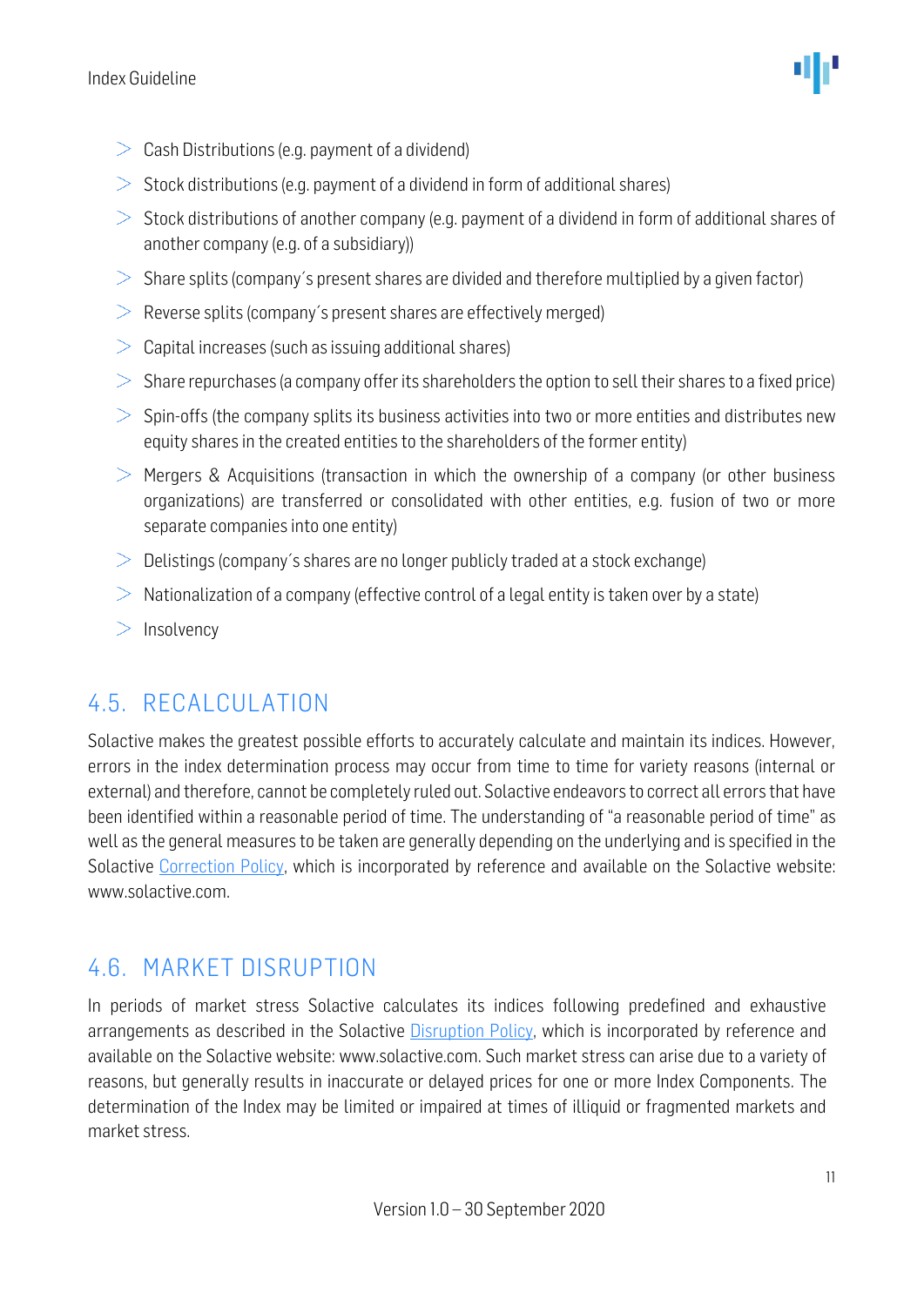- Cash Distributions (e.g. payment of a dividend)
- Stock distributions (e.g. payment of a dividend in form of additional shares)
- Stock distributions of another company (e.g. payment of a dividend in form of additional shares of another company (e.g. of a subsidiary))
- Share splits (company´s present shares are divided and therefore multiplied by a given factor)
- Reverse splits (company´s present shares are effectively merged)
- Capital increases (such as issuing additional shares)
- Share repurchases (a company offer its shareholders the option to sell their shares to a fixed price)
- Spin-offs (the company splits its business activities into two or more entities and distributes new equity shares in the created entities to the shareholders of the former entity)
- Mergers & Acquisitions (transaction in which the ownership of a company (or other business organizations) are transferred or consolidated with other entities, e.g. fusion of two or more separate companies into one entity)
- Delistings (company´s shares are no longer publicly traded at a stock exchange)
- Nationalization of a company (effective control of a legal entity is taken over by a state)
- Insolvency

## 4.5. RECALCULATION

Solactive makes the greatest possible efforts to accurately calculate and maintain its indices. However, errors in the index determination process may occur from time to time for variety reasons (internal or external) and therefore, cannot be completely ruled out. Solactive endeavors to correct all errors that have been identified within a reasonable period of time. The understanding of "a reasonable period of time" as well as the general measures to be taken are generally depending on the underlying and is specified in the Solactive Correction Policy, which is incorporated by reference and available on the Solactive website: www.solactive.com.

## 4.6. MARKET DISRUPTION

In periods of market stress Solactive calculates its indices following predefined and exhaustive arrangements as described in the Solactive Disruption Policy, which is incorporated by reference and available on the Solactive website: www.solactive.com. Such market stress can arise due to a variety of reasons, but generally results in inaccurate or delayed prices for one or more Index Components. The determination of the Index may be limited or impaired at times of illiquid or fragmented markets and market stress.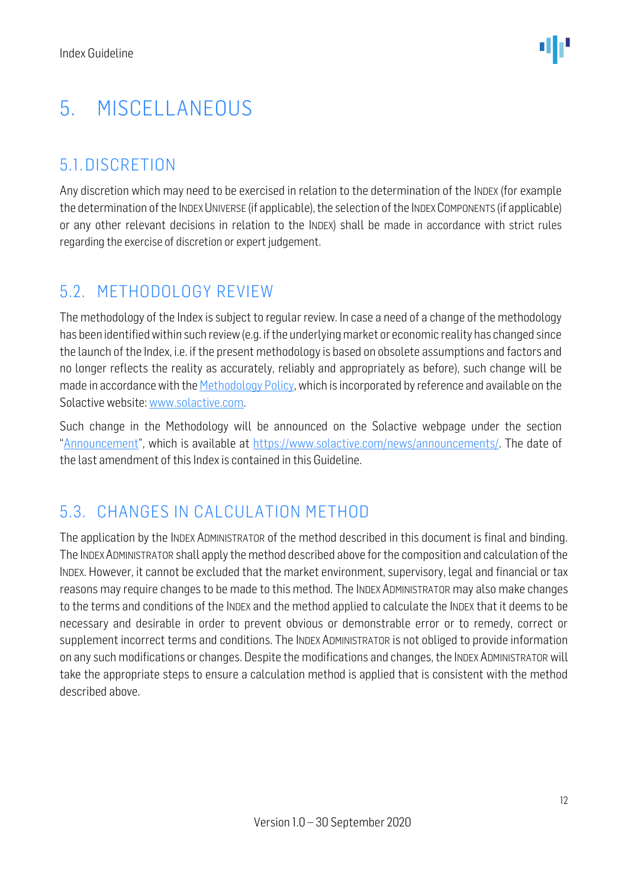# 5. MISCELLANEOUS

## 5.1. DISCRETION

Any discretion which may need to be exercised in relation to the determination of the INDEX (for example the determination of the INDEX UNIVERSE (if applicable), the selection of the INDEX COMPONENTS (if applicable) or any other relevant decisions in relation to the INDEX) shall be made in accordance with strict rules regarding the exercise of discretion or expert judgement.

## 5.2. METHODOLOGY REVIEW

The methodology of the Index is subject to regular review. In case a need of a change of the methodology has been identified within such review (e.g. if the underlying market or economic reality has changed since the launch of the Index, i.e. if the present methodology is based on obsolete assumptions and factors and no longer reflects the reality as accurately, reliably and appropriately as before), such change will be made in accordance with the [Methodology Policy](), which is incorporated by reference and available on the Solactive website: [www.solactive.com](www.solactive.com).

Such change in the Methodology will be announced on the Solactive webpage under the section "[Announcement]()", which is available at [https://www.solactive.com/news/announcements/](https://www.solactive.com/news/announcements/). The date of the last amendment of this Index is contained in this Guideline.

## 5.3. CHANGES IN CALCULATION METHOD

The application by the INDEX ADMINISTRATOR of the method described in this document is final and binding. The INDEX ADMINISTRATOR shall apply the method described above for the composition and calculation of the INDEX. However, it cannot be excluded that the market environment, supervisory, legal and financial or tax reasons may require changes to be made to this method. The INDEX ADMINISTRATOR may also make changes to the terms and conditions of the INDEX and the method applied to calculate the INDEX that it deems to be necessary and desirable in order to prevent obvious or demonstrable error or to remedy, correct or supplement incorrect terms and conditions. The INDEX ADMINISTRATOR is not obliged to provide information on any such modifications or changes. Despite the modifications and changes, the INDEX ADMINISTRATOR will take the appropriate steps to ensure a calculation method is applied that is consistent with the method described above.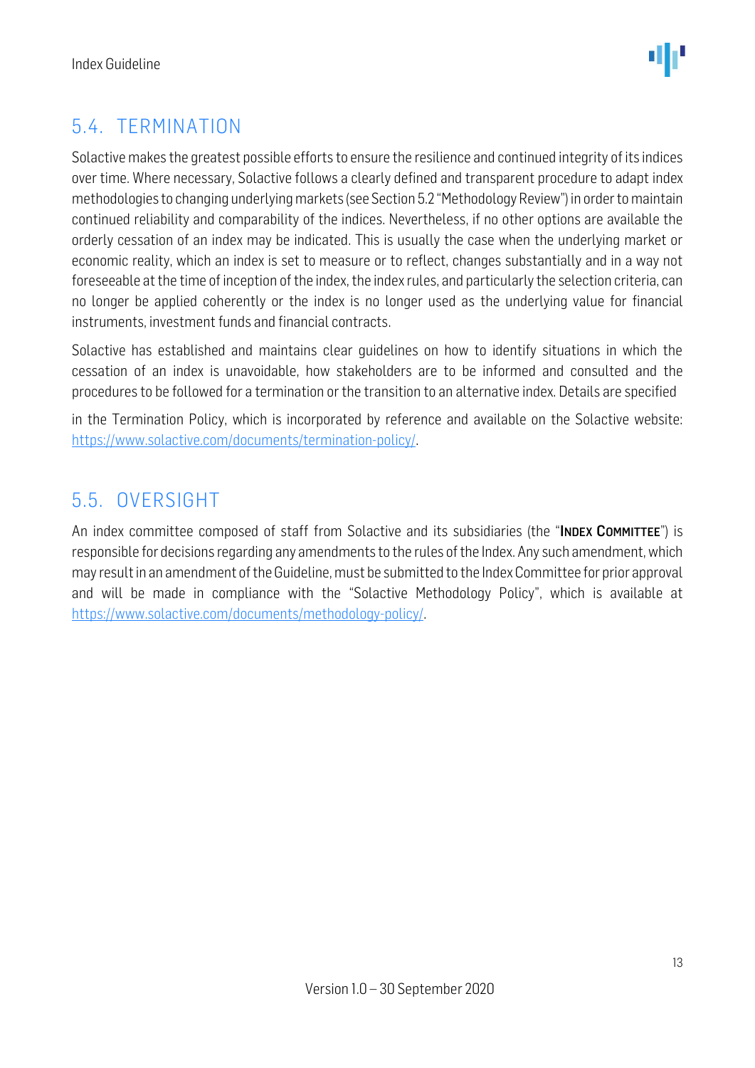## 5.4. TERMINATION

Solactive makes the greatest possible efforts to ensure the resilience and continued integrity of its indices over time. Where necessary, Solactive follows a clearly defined and transparent procedure to adapt index methodologies to changing underlying markets (see Section 5.2 "Methodology Review") in order to maintain continued reliability and comparability of the indices. Nevertheless, if no other options are available the orderly cessation of an index may be indicated. This is usually the case when the underlying market or economic reality, which an index is set to measure or to reflect, changes substantially and in a way not foreseeable at the time of inception of the index, the index rules, and particularly the selection criteria, can no longer be applied coherently or the index is no longer used as the underlying value for financial instruments, investment funds and financial contracts.

Solactive has established and maintains clear guidelines on how to identify situations in which the cessation of an index is unavoidable, how stakeholders are to be informed and consulted and the procedures to be followed for a termination or the transition to an alternative index. Details are specified in the Termination Policy, which is incorporated by reference and available on the Solactive website: https://www.solactive.com/documents/termination-policy/.

## 5.5. OVERSIGHT

An index committee composed of staff from Solactive and its subsidiaries (the "**INDEX COMMITTEE**") is responsible for decisions regarding any amendments to the rules of the Index. Any such amendment, which may result in an amendment of the Guideline, must be submitted to the Index Committee for prior approval and will be made in compliance with the "Solactive Methodology Policy", which is available at https://www.solactive.com/documents/methodology-policy/.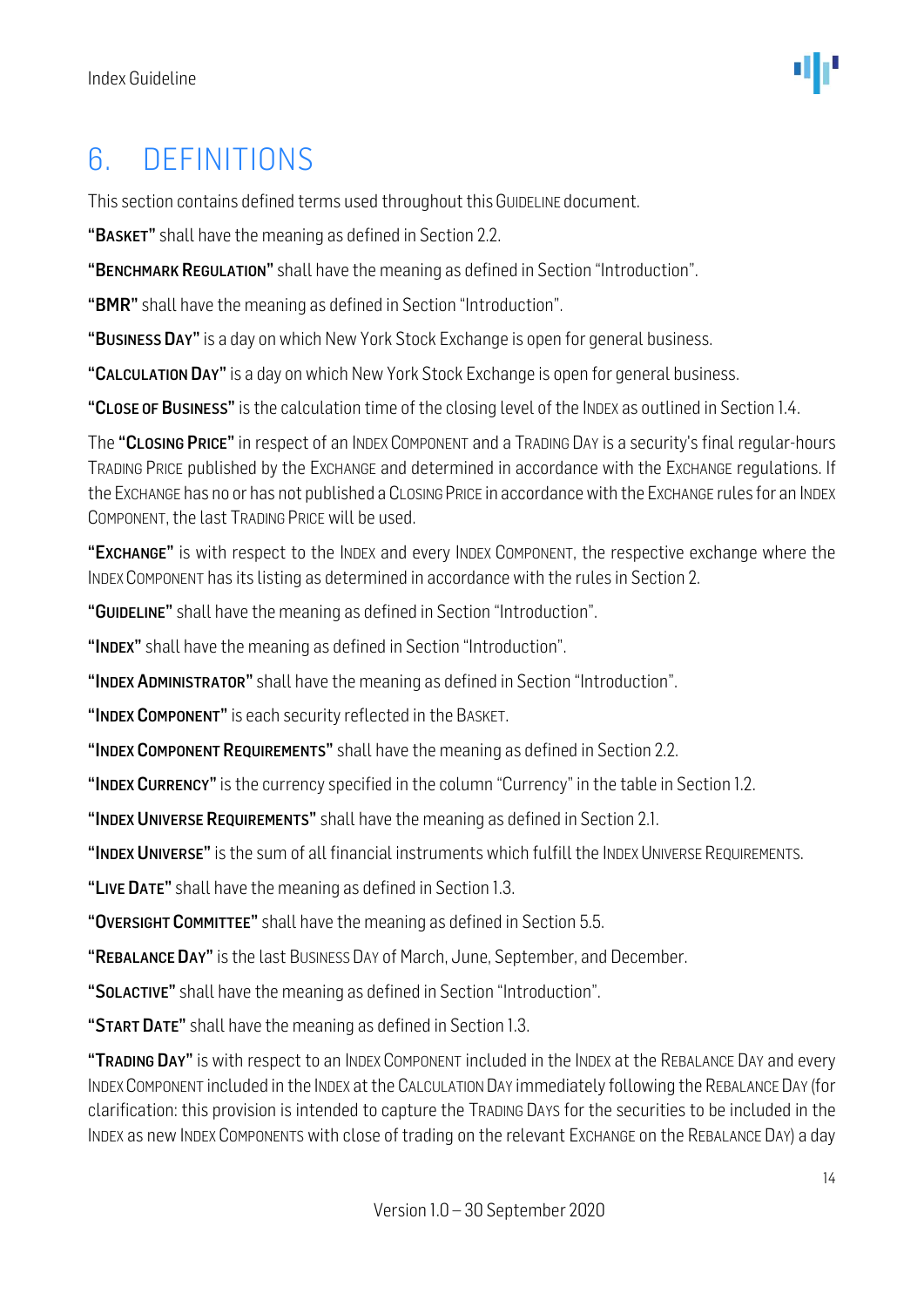# 6. DEFINITIONS

This section contains defined terms used throughout this GUIDELINE document.

**"BASKET"** shall have the meaning as defined in Section 2.2.

**"BENCHMARK REGULATION"** shall have the meaning as defined in Section "Introduction".

**"BMR"** shall have the meaning as defined in Section "Introduction".

**"BUSINESS DAY"** is a day on which New York Stock Exchange is open for general business.

**"CALCULATION DAY"** is a day on which New York Stock Exchange is open for general business.

**"CLOSE OF BUSINESS"** is the calculation time of the closing level of the INDEX as outlined in Section 1.4.

The **"CLOSING PRICE"** in respect of an INDEX COMPONENT and a TRADING DAY is a security's final regular-hours TRADING PRICE published by the EXCHANGE and determined in accordance with the EXCHANGE regulations. If the EXCHANGE has no or has not published a CLOSING PRICE in accordance with the EXCHANGE rules for an INDEX COMPONENT, the last TRADING PRICE will be used.

**"EXCHANGE"** is with respect to the INDEX and every INDEX COMPONENT, the respective exchange where the INDEX COMPONENT has its listing as determined in accordance with the rules in Section 2.

**"GUIDELINE"** shall have the meaning as defined in Section "Introduction".

**"INDEX"** shall have the meaning as defined in Section "Introduction".

**"INDEX ADMINISTRATOR"** shall have the meaning as defined in Section "Introduction".

**"INDEX COMPONENT"** is each security reflected in the BASKET.

**"INDEX COMPONENT REQUIREMENTS"** shall have the meaning as defined in Section 2.2.

**"INDEX CURRENCY"** is the currency specified in the column "Currency" in the table in Section 1.2.

**"INDEX UNIVERSE REQUIREMENTS"** shall have the meaning as defined in Section 2.1.

**"INDEX UNIVERSE"** is the sum of all financial instruments which fulfill the INDEX UNIVERSE REQUIREMENTS.

**"LIVE DATE"** shall have the meaning as defined in Section 1.3.

**"OVERSIGHT COMMITTEE"** shall have the meaning as defined in Section 5.5.

**"REBALANCE DAY"** is the last BUSINESS DAY of March, June, September, and December.

**"SOLACTIVE"** shall have the meaning as defined in Section "Introduction".

**"START DATE"** shall have the meaning as defined in Section 1.3.

**"TRADING DAY"** is with respect to an INDEX COMPONENT included in the INDEX at the REBALANCE DAY and every INDEX COMPONENT included in the INDEX at the CALCULATION DAY immediately following the REBALANCE DAY (for clarification: this provision is intended to capture the TRADING DAYS for the securities to be included in the INDEX as new INDEX COMPONENTS with close of trading on the relevant EXCHANGE on the REBALANCE DAY) a day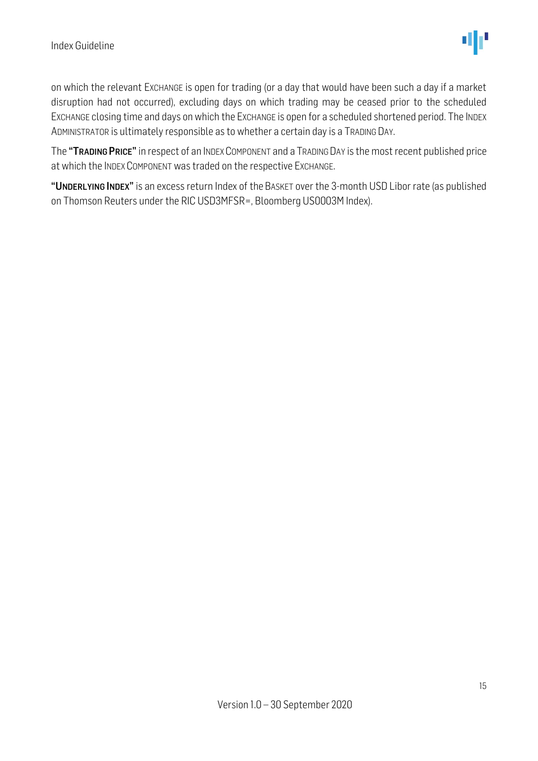on which the relevant EXCHANGE is open for trading (or a day that would have been such a day if a market disruption had not occurred), excluding days on which trading may be ceased prior to the scheduled EXCHANGE closing time and days on which the EXCHANGE is open for a scheduled shortened period. The INDEX ADMINISTRATOR is ultimately responsible as to whether a certain day is a TRADING DAY.

The **"TRADING PRICE"** in respect of an INDEX COMPONENT and a TRADING DAY is the most recent published price at which the INDEX COMPONENT was traded on the respective EXCHANGE.

**"UNDERLYING INDEX"** is an excess return Index of the BASKET over the 3-month USD Libor rate (as published on Thomson Reuters under the RIC USD3MFSR=, Bloomberg US0003M Index).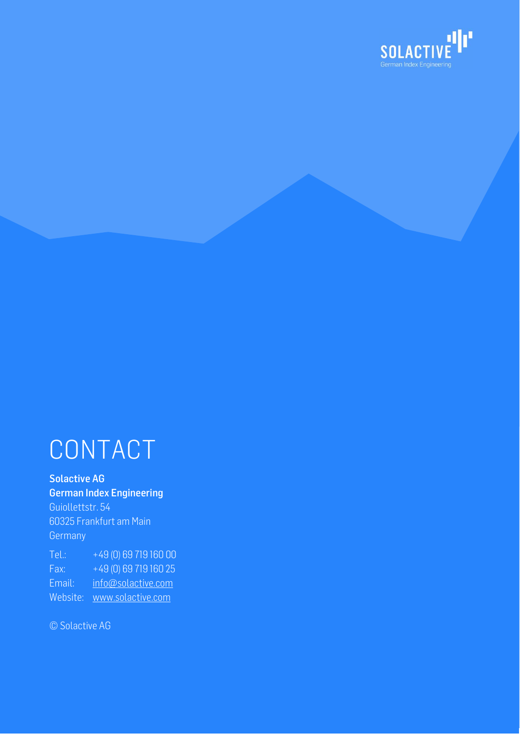# CONTACT

**Solactive AG**
**German Index Engineering**
Guiollettstr. 54
60325 Frankfurt am Main
Germany

| | |
|---|---|
| Tel.: | +49 (0) 69 719 160 00 |
| Fax: | +49 (0) 69 719 160 25 |
| Email: | info@solactive.com |
| Website: | www.solactive.com |

© Solactive AG